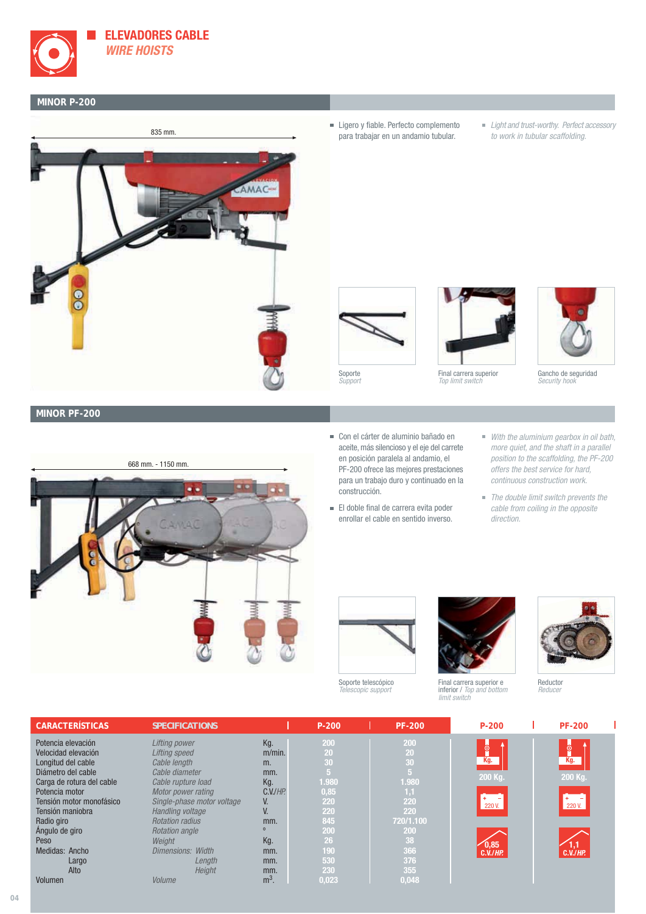# ELEVADORES CABLE
## *WIRE HOISTS*

## MINOR P-200

835 mm.

- Ligero y fiable. Perfecto complemento para trabajar en un andamio tubular.
- *Light and trust-worthy. Perfect accessory to work in tubular scaffolding.*

Soporte
*Support*

Final carrera superior
*Top limit switch*

Gancho de seguridad
*Security hook*

## MINOR PF-200

668 mm. - 1150 mm.

- Con el cárter de aluminio bañado en aceite, más silencioso y el eje del carrete en posición paralela al andamio, el PF-200 ofrece las mejores prestaciones para un trabajo duro y continuado en la construcción.
- El doble final de carrera evita poder enrollar el cable en sentido inverso.
- *With the aluminium gearbox in oil bath, more quiet, and the shaft in a parallel position to the scaffolding, the PF-200 offers the best service for hard, continuous construction work.*
- *The double limit switch prevents the cable from coiling in the opposite direction.*

Soporte telescópico
*Telescopic support*

Final carrera superior e inferior / *Top and bottom limit switch*

Reductor
*Reducer*

| CARACTERÍSTICAS | SPECIFICATIONS | | P-200 | PF-200 |
|---|---|---|---|---|
| Potencia elevación | *Lifting power* | Kg. | 200 | 200 |
| Velocidad elevación | *Lifting speed* | m/min. | 20 | 20 |
| Longitud del cable | *Cable length* | m. | 30 | 30 |
| Diámetro del cable | *Cable diameter* | mm. | 5 | 5 |
| Carga de rotura del cable | *Cable rupture load* | Kg. | 1.980 | 1.980 |
| Potencia motor | *Motor power rating* | C.V./*HP.* | 0,85 | 1,1 |
| Tensión motor monofásico | *Single-phase motor voltage* | V. | 220 | 220 |
| Tensión maniobra | *Handling voltage* | V. | 220 | 220 |
| Radio giro | *Rotation radius* | mm. | 845 | 720/1.100 |
| Ángulo de giro | *Rotation angle* | º | 200 | 200 |
| Peso | *Weight* | Kg. | 26 | 38 |
| Medidas: Ancho | *Dimensions: Width* | mm. | 190 | 366 |
| Largo | *Length* | mm. | 530 | 376 |
| Alto | *Height* | mm. | 230 | 355 |
| Volumen | *Volume* | $m^3$. | 0,023 | 0,048 |

| P-200 | PF-200 |
|---|---|
| 200 Kg. | 200 Kg. |
| 220 V. | 220 V. |
| 0,85 C.V./*HP.* | 1,1 C.V./*HP.* |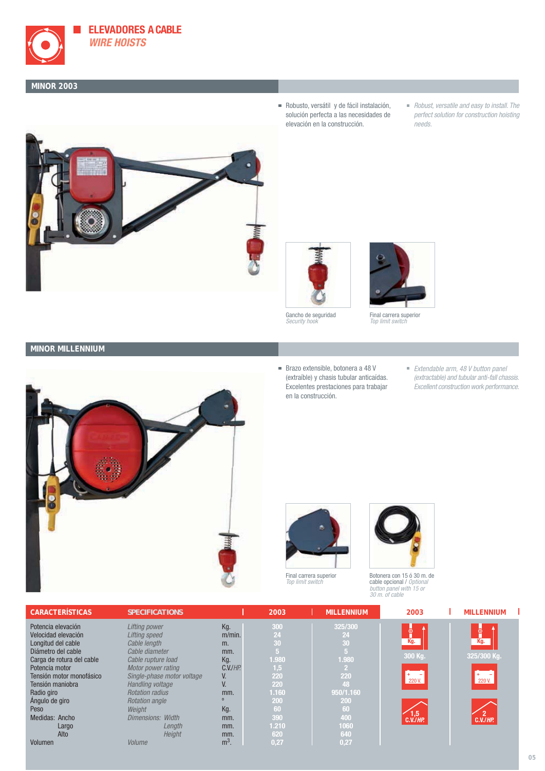# ELEVADORES A CABLE
## *WIRE HOISTS*

## MINOR 2003

- Robusto, versátil y de fácil instalación, solución perfecta a las necesidades de elevación en la construcción.
- *Robust, versatile and easy to install. The perfect solution for construction hoisting needs.*

Gancho de seguridad
*Security hook*

Final carrera superior
*Top limit switch*

## MINOR MILLENNIUM

- Brazo extensible, botonera a 48 V (extraíble) y chasis tubular anticaídas. Excelentes prestaciones para trabajar en la construcción.
- *Extendable arm, 48 V button panel (extractable) and tubular anti-fall chassis. Excellent construction work performance.*

Final carrera superior
*Top limit switch*

Botonera con 15 ó 30 m. de cable opcional / *Optional button panel with 15 or 30 m. of cable*

| CARACTERÍSTICAS | SPECIFICATIONS | | 2003 | MILLENNIUM |
|---|---|---|---|---|
| Potencia elevación | *Lifting power* | Kg. | 300 | 325/300 |
| Velocidad elevación | *Lifting speed* | m/min. | 24 | 24 |
| Longitud del cable | *Cable length* | m. | 30 | 30 |
| Diámetro del cable | *Cable diameter* | mm. | 5 | 5 |
| Carga de rotura del cable | *Cable rupture load* | Kg. | 1.980 | 1.980 |
| Potencia motor | *Motor power rating* | C.V./*HP.* | 1,5 | 2 |
| Tensión motor monofásico | *Single-phase motor voltage* | V. | 220 | 220 |
| Tensión maniobra | *Handling voltage* | V. | 220 | 48 |
| Radio giro | *Rotation radius* | mm. | 1.160 | 950/1.160 |
| Ángulo de giro | *Rotation angle* | ° | 200 | 200 |
| Peso | *Weight* | Kg. | 60 | 60 |
| Medidas: Ancho | *Dimensions: Width* | mm. | 390 | 400 |
| Largo | *Length* | mm. | 1.210 | 1060 |
| Alto | *Height* | mm. | 620 | 640 |
| Volumen | *Volume* | $m^3$. | 0,27 | 0,27 |

| 2003 | MILLENNIUM |
|---|---|
| Kg. 300 Kg. | Kg. 325/300 Kg. |
| 220 V. | 220 V. |
| 1,5 C.V./*HP.* | 2 C.V./*HP.* |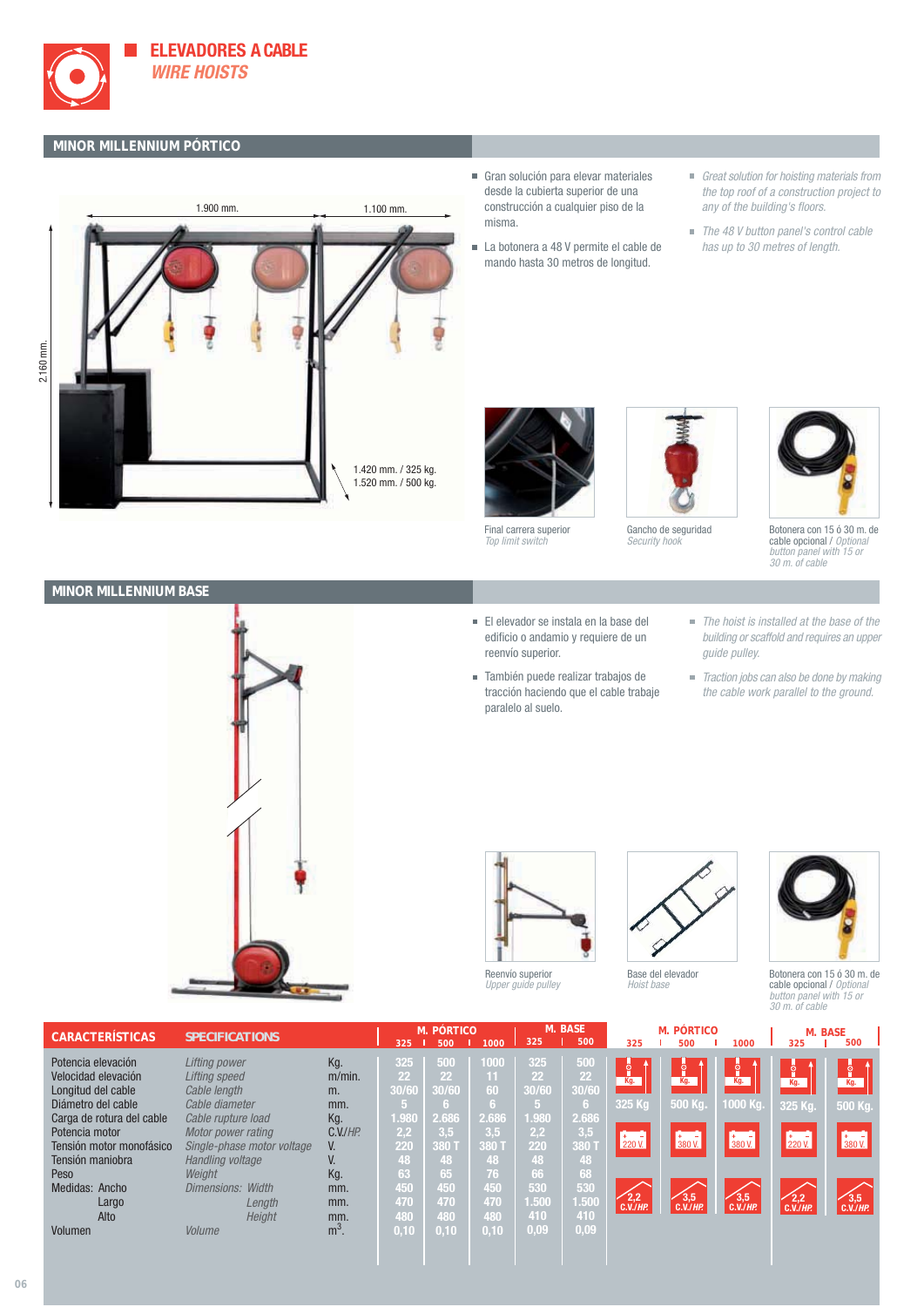# ELEVADORES A CABLE

*WIRE HOISTS*

## MINOR MILLENNIUM PÓRTICO

1.900 mm. 1.100 mm. 2.160 mm. 1.420 mm. / 325 kg. 1.520 mm. / 500 kg.

- Gran solución para elevar materiales desde la cubierta superior de una construcción a cualquier piso de la misma.
- La botonera a 48 V permite el cable de mando hasta 30 metros de longitud.

- *Great solution for hoisting materials from the top roof of a construction project to any of the building's floors.*
- *The 48 V button panel's control cable has up to 30 metres of length.*

Final carrera superior
*Top limit switch*

Gancho de seguridad
*Security hook*

Botonera con 15 ó 30 m. de cable opcional / *Optional button panel with 15 or 30 m. of cable*

## MINOR MILLENNIUM BASE

- El elevador se instala en la base del edificio o andamio y requiere de un reenvío superior.
- También puede realizar trabajos de tracción haciendo que el cable trabaje paralelo al suelo.

- *The hoist is installed at the base of the building or scaffold and requires an upper guide pulley.*
- *Traction jobs can also be done by making the cable work parallel to the ground.*

Reenvío superior
*Upper guide pulley*

Base del elevador
*Hoist base*

Botonera con 15 ó 30 m. de cable opcional / *Optional button panel with 15 or 30 m. of cable*

| CARACTERÍSTICAS | SPECIFICATIONS | | M. PÓRTICO 325 | M. PÓRTICO 500 | M. PÓRTICO 1000 | M. BASE 325 | M. BASE 500 |
|---|---|---|---|---|---|---|---|
| Potencia elevación | *Lifting power* | Kg. | 325 | 500 | 1000 | 325 | 500 |
| Velocidad elevación | *Lifting speed* | m/min. | 22 | 22 | 11 | 22 | 22 |
| Longitud del cable | *Cable length* | m. | 30/60 | 30/60 | 60 | 30/60 | 30/60 |
| Diámetro del cable | *Cable diameter* | mm. | 5 | 6 | 6 | 5 | 6 |
| Carga de rotura del cable | *Cable rupture load* | Kg. | 1.980 | 2.686 | 2.686 | 1.980 | 2.686 |
| Potencia motor | *Motor power rating* | C.V./HP. | 2,2 | 3,5 | 3,5 | 2,2 | 3,5 |
| Tensión motor monofásico | *Single-phase motor voltage* | V. | 220 | 380 T | 380 T | 220 | 380 T |
| Tensión maniobra | *Handling voltage* | V. | 48 | 48 | 48 | 48 | 48 |
| Peso | *Weight* | Kg. | 63 | 65 | 76 | 66 | 68 |
| Medidas: Ancho | *Dimensions: Width* | mm. | 450 | 450 | 450 | 530 | 530 |
| Largo | *Length* | mm. | 470 | 470 | 470 | 1.500 | 1.500 |
| Alto | *Height* | mm. | 480 | 480 | 480 | 410 | 410 |
| Volumen | *Volume* | $m^3$. | 0,10 | 0,10 | 0,10 | 0,09 | 0,09 |

| | M. PÓRTICO 325 | M. PÓRTICO 500 | M. PÓRTICO 1000 | M. BASE 325 | M. BASE 500 |
|---|---|---|---|---|---|
| Carga | 325 Kg | 500 Kg. | 1000 Kg. | 325 Kg. | 500 Kg. |
| Tensión | 220 V. | 380 V. | 380 V. | 220 V. | 380 V. |
| Potencia | 2,2 C.V./HP. | 3,5 C.V./HP. | 3,5 C.V./HP. | 2,2 C.V./HP. | 3,5 C.V./HP. |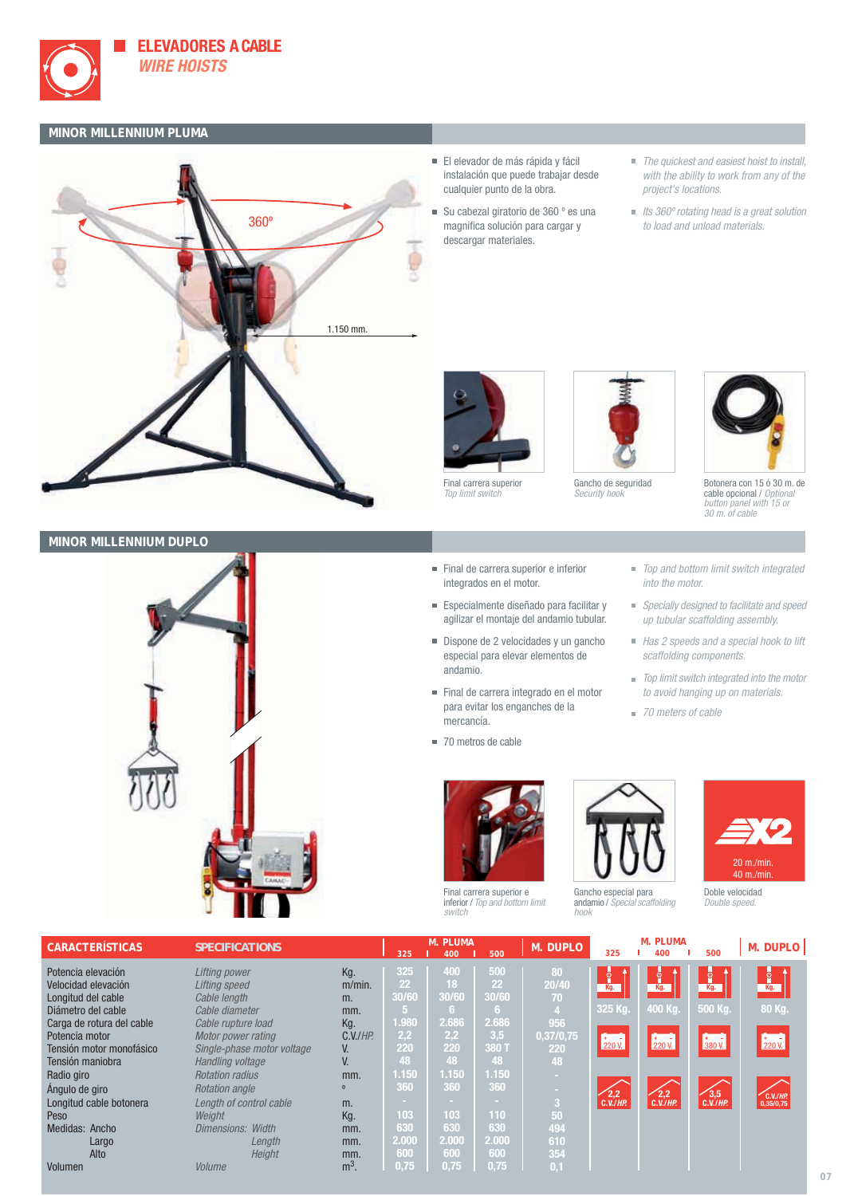# ELEVADORES A CABLE
*WIRE HOISTS*

## MINOR MILLENNIUM PLUMA

360º

1.150 mm.

- El elevador de más rápida y fácil instalación que puede trabajar desde cualquier punto de la obra.
- Su cabezal giratorio de 360 º es una magnífica solución para cargar y descargar materiales.

- *The quickest and easiest hoist to install, with the ability to work from any of the project's locations.*
- *Its 360º rotating head is a great solution to load and unload materials.*

Final carrera superior
*Top limit switch*

Gancho de seguridad
*Security hook*

Botonera con 15 ó 30 m. de cable opcional / *Optional button panel with 15 or 30 m. of cable*

## MINOR MILLENNIUM DUPLO

- Final de carrera superior e inferior integrados en el motor.
- Especialmente diseñado para facilitar y agilizar el montaje del andamio tubular.
- Dispone de 2 velocidades y un gancho especial para elevar elementos de andamio.
- Final de carrera integrado en el motor para evitar los enganches de la mercancía.
- 70 metros de cable

- *Top and bottom limit switch integrated into the motor.*
- *Specially designed to facilitate and speed up tubular scaffolding assembly.*
- *Has 2 speeds and a special hook to lift scaffolding components.*
- *Top limit switch integrated into the motor to avoid hanging up on materials.*
- *70 meters of cable*

Final carrera superior e inferior / *Top and bottom limit switch*

Gancho especial para andamio / *Special scaffolding hook*

X2 — 20 m./min. 40 m./min.

Doble velocidad
*Double speed.*

| CARACTERÍSTICAS | SPECIFICATIONS | | M. PLUMA 325 | M. PLUMA 400 | M. PLUMA 500 | M. DUPLO |
|---|---|---|---|---|---|---|
| Potencia elevación | *Lifting power* | Kg. | 325 | 400 | 500 | 80 |
| Velocidad elevación | *Lifting speed* | m/min. | 22 | 18 | 22 | 20/40 |
| Longitud del cable | *Cable length* | m. | 30/60 | 30/60 | 30/60 | 70 |
| Diámetro del cable | *Cable diameter* | mm. | 5 | 6 | 6 | 4 |
| Carga de rotura del cable | *Cable rupture load* | Kg. | 1.980 | 2.686 | 2.686 | 956 |
| Potencia motor | *Motor power rating* | C.V./*HP.* | 2,2 | 2,2 | 3,5 | 0,37/0,75 |
| Tensión motor monofásico | *Single-phase motor voltage* | V. | 220 | 220 | 380 T | 220 |
| Tensión maniobra | *Handling voltage* | V. | 48 | 48 | 48 | 48 |
| Radio giro | *Rotation radius* | mm. | 1.150 | 1.150 | 1.150 | - |
| Ángulo de giro | *Rotation angle* | º | 360 | 360 | 360 | - |
| Longitud cable botonera | *Length of control cable* | m. | - | - | - | 3 |
| Peso | *Weight* | Kg. | 103 | 103 | 110 | 50 |
| Medidas: Ancho | *Dimensions: Width* | mm. | 630 | 630 | 630 | 494 |
| Largo | *Length* | mm. | 2.000 | 2.000 | 2.000 | 610 |
| Alto | *Height* | mm. | 600 | 600 | 600 | 354 |
| Volumen | *Volume* | $m^3$. | 0,75 | 0,75 | 0,75 | 0,1 |

| | M. PLUMA 325 | M. PLUMA 400 | M. PLUMA 500 | M. DUPLO |
|---|---|---|---|---|
| Kg. | 325 Kg. | 400 Kg. | 500 Kg. | 80 Kg. |
| V. | 220 V. | 220 V. | 380 V. | 220 V. |
| C.V./HP. | 2,2 C.V./HP. | 2,2 C.V./HP. | 3,5 C.V./HP. | C.V./HP. 0,35/0,75 |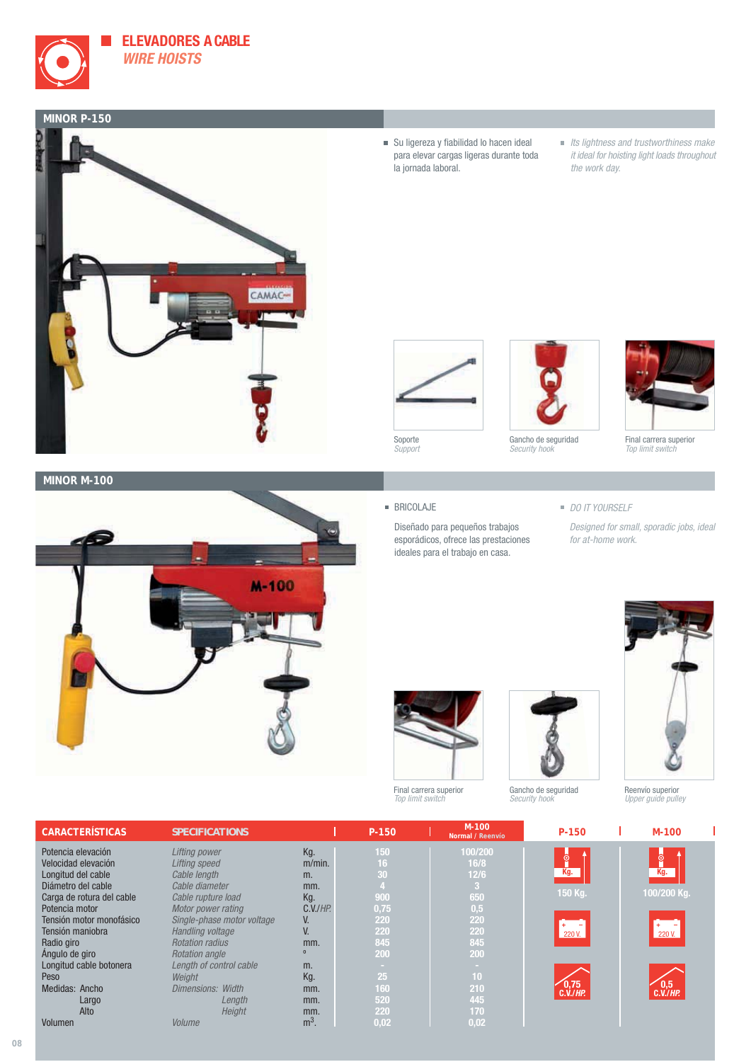# ELEVADORES A CABLE
*WIRE HOISTS*

## MINOR P-150

- Su ligereza y fiabilidad lo hacen ideal para elevar cargas ligeras durante toda la jornada laboral.
- *Its lightness and trustworthiness make it ideal for hoisting light loads throughout the work day.*

Soporte
*Support*

Gancho de seguridad
*Security hook*

Final carrera superior
*Top limit switch*

## MINOR M-100

- BRICOLAJE

Diseñado para pequeños trabajos esporádicos, ofrece las prestaciones ideales para el trabajo en casa.

- *DO IT YOURSELF*

*Designed for small, sporadic jobs, ideal for at-home work.*

Final carrera superior
*Top limit switch*

Gancho de seguridad
*Security hook*

Reenvío superior
*Upper guide pulley*

| CARACTERÍSTICAS | SPECIFICATIONS | | P-150 | M-100 Normal / Reenvío |
|---|---|---|---|---|
| Potencia elevación | *Lifting power* | Kg. | 150 | 100/200 |
| Velocidad elevación | *Lifting speed* | m/min. | 16 | 16/8 |
| Longitud del cable | *Cable length* | m. | 30 | 12/6 |
| Diámetro del cable | *Cable diameter* | mm. | 4 | 3 |
| Carga de rotura del cable | *Cable rupture load* | Kg. | 900 | 650 |
| Potencia motor | *Motor power rating* | C.V./HP. | 0,75 | 0,5 |
| Tensión motor monofásico | *Single-phase motor voltage* | V. | 220 | 220 |
| Tensión maniobra | *Handling voltage* | V. | 220 | 220 |
| Radio giro | *Rotation radius* | mm. | 845 | 845 |
| Ángulo de giro | *Rotation angle* | º | 200 | 200 |
| Longitud cable botonera | *Length of control cable* | m. | - | - |
| Peso | *Weight* | Kg. | 25 | 10 |
| Medidas: Ancho | *Dimensions: Width* | mm. | 160 | 210 |
| Largo | *Length* | mm. | 520 | 445 |
| Alto | *Height* | mm. | 220 | 170 |
| Volumen | *Volume* | $m^3$. | 0,02 | 0,02 |

| P-150 | M-100 |
|---|---|
| 150 Kg. | 100/200 Kg. |
| 220 V. | 220 V. |
| 0,75 C.V./HP. | 0,5 C.V./HP. |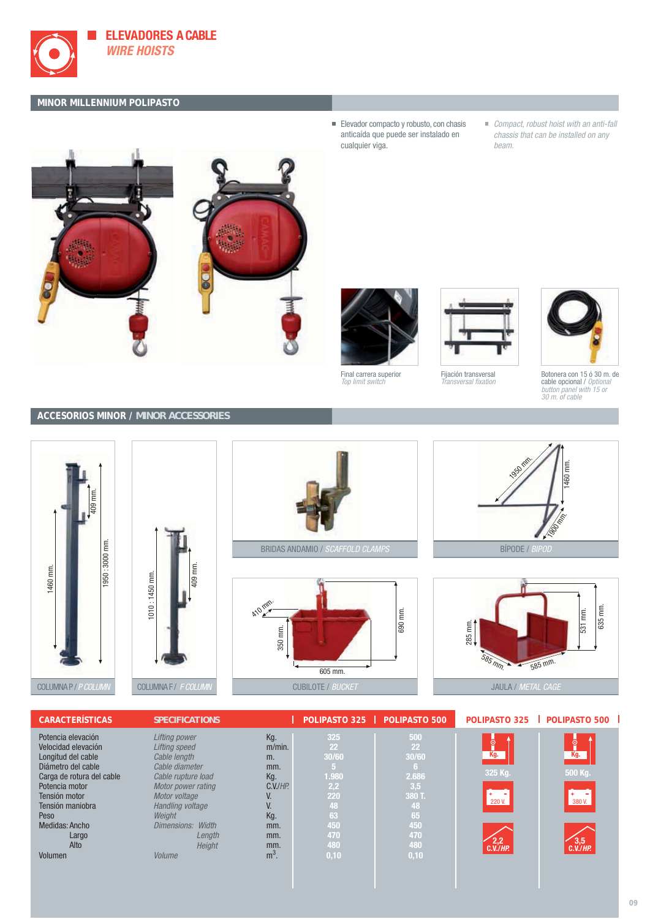# ELEVADORES A CABLE
## *WIRE HOISTS*

## MINOR MILLENNIUM POLIPASTO

- Elevador compacto y robusto, con chasis anticaída que puede ser instalado en cualquier viga.
- *Compact, robust hoist with an anti-fall chassis that can be installed on any beam.*

Final carrera superior
*Top limit switch*

Fijación transversal
*Transversal fixation*

Botonera con 15 ó 30 m. de cable opcional / *Optional button panel with 15 or 30 m. of cable*

## ACCESORIOS MINOR / MINOR ACCESSORIES

1460 mm. · 409 mm. · 1950 : 3000 mm.
COLUMNA P / *P COLUMN*

1010 : 1450 mm. · 409 mm.
COLUMNA F / *F COLUMN*

BRIDAS ANDAMIO / *SCAFFOLD CLAMPS*

1950 mm. · 1460 mm. · 1900 mm.
BÍPODE / *BIPOD*

410 mm. · 350 mm. · 690 mm. · 605 mm.
CUBILOTE / *BUCKET*

285 mm. · 531 mm. · 635 mm. · 585 mm. · 585 mm.
JAULA / *METAL CAGE*

| CARACTERÍSTICAS | SPECIFICATIONS | | POLIPASTO 325 | POLIPASTO 500 |
|---|---|---|---|---|
| Potencia elevación | *Lifting power* | Kg. | 325 | 500 |
| Velocidad elevación | *Lifting speed* | m/min. | 22 | 22 |
| Longitud del cable | *Cable length* | m. | 30/60 | 30/60 |
| Diámetro del cable | *Cable diameter* | mm. | 5 | 6 |
| Carga de rotura del cable | *Cable rupture load* | Kg. | 1.980 | 2.686 |
| Potencia motor | *Motor power rating* | C.V./*HP.* | 2,2 | 3,5 |
| Tensión motor | *Motor voltage* | V. | 220 | 380 T. |
| Tensión maniobra | *Handling voltage* | V. | 48 | 48 |
| Peso | *Weight* | Kg. | 63 | 65 |
| Medidas: Ancho | *Dimensions: Width* | mm. | 450 | 450 |
| Largo | *Length* | mm. | 470 | 470 |
| Alto | *Height* | mm. | 480 | 480 |
| Volumen | *Volume* | $m^3$. | 0,10 | 0,10 |

| POLIPASTO 325 | POLIPASTO 500 |
|---|---|
| 325 Kg. | 500 Kg. |
| 220 V. | 380 V. |
| 2,2 C.V./*HP.* | 3,5 C.V./*HP.* |